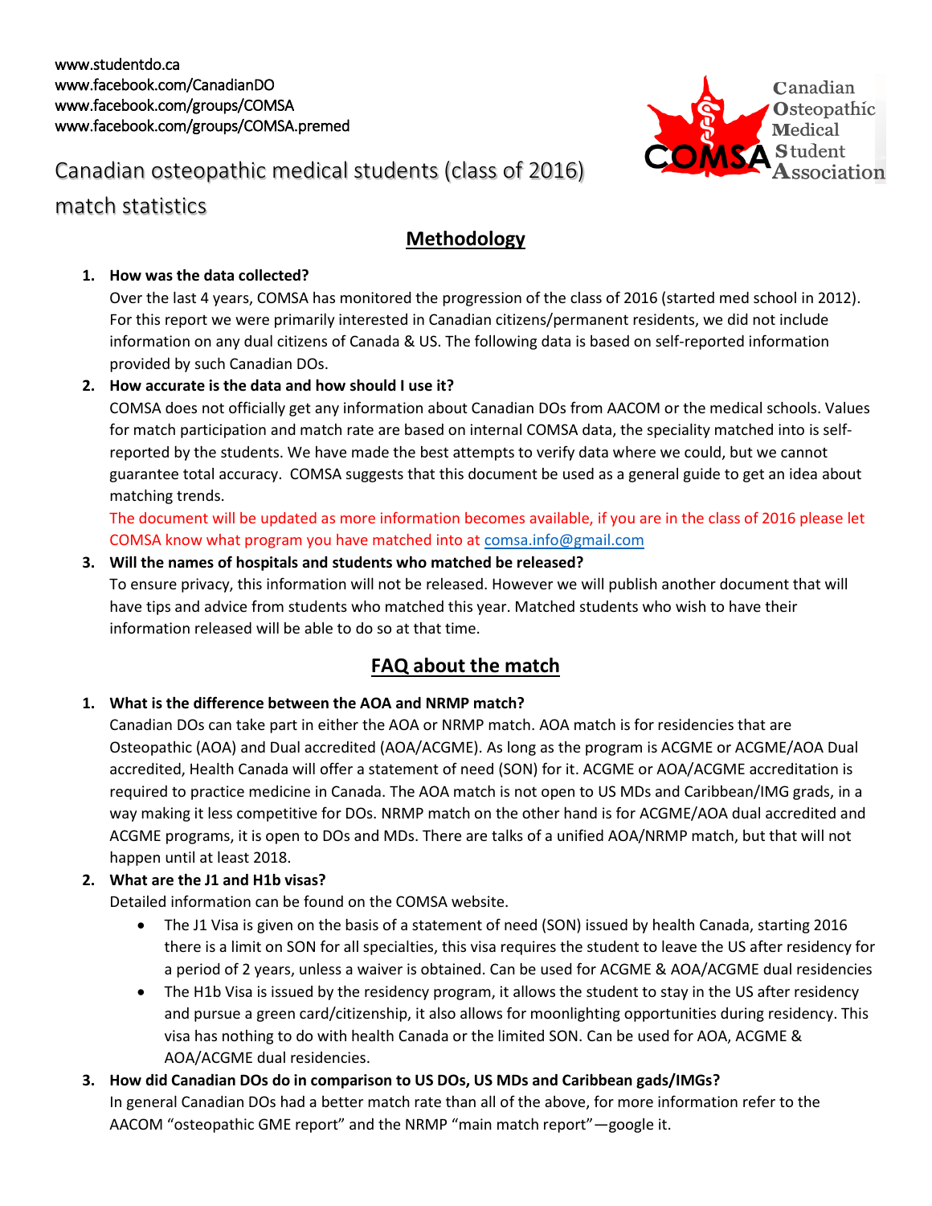www.studentdo.ca
www.facebook.com/CanadianDO
www.facebook.com/groups/COMSA
www.facebook.com/groups/COMSA.premed

COMSA Canadian Osteopathic Medical Student Association

# Canadian osteopathic medical students (class of 2016) match statistics

## Methodology

1. **How was the data collected?**
   Over the last 4 years, COMSA has monitored the progression of the class of 2016 (started med school in 2012). For this report we were primarily interested in Canadian citizens/permanent residents, we did not include information on any dual citizens of Canada & US. The following data is based on self-reported information provided by such Canadian DOs.

2. **How accurate is the data and how should I use it?**
   COMSA does not officially get any information about Canadian DOs from AACOM or the medical schools. Values for match participation and match rate are based on internal COMSA data, the speciality matched into is self-reported by the students. We have made the best attempts to verify data where we could, but we cannot guarantee total accuracy. COMSA suggests that this document be used as a general guide to get an idea about matching trends.
   The document will be updated as more information becomes available, if you are in the class of 2016 please let COMSA know what program you have matched into at comsa.info@gmail.com

3. **Will the names of hospitals and students who matched be released?**
   To ensure privacy, this information will not be released. However we will publish another document that will have tips and advice from students who matched this year. Matched students who wish to have their information released will be able to do so at that time.

## FAQ about the match

1. **What is the difference between the AOA and NRMP match?**
   Canadian DOs can take part in either the AOA or NRMP match. AOA match is for residencies that are Osteopathic (AOA) and Dual accredited (AOA/ACGME). As long as the program is ACGME or ACGME/AOA Dual accredited, Health Canada will offer a statement of need (SON) for it. ACGME or AOA/ACGME accreditation is required to practice medicine in Canada. The AOA match is not open to US MDs and Caribbean/IMG grads, in a way making it less competitive for DOs. NRMP match on the other hand is for ACGME/AOA dual accredited and ACGME programs, it is open to DOs and MDs. There are talks of a unified AOA/NRMP match, but that will not happen until at least 2018.

2. **What are the J1 and H1b visas?**
   Detailed information can be found on the COMSA website.
   - The J1 Visa is given on the basis of a statement of need (SON) issued by health Canada, starting 2016 there is a limit on SON for all specialties, this visa requires the student to leave the US after residency for a period of 2 years, unless a waiver is obtained. Can be used for ACGME & AOA/ACGME dual residencies
   - The H1b Visa is issued by the residency program, it allows the student to stay in the US after residency and pursue a green card/citizenship, it also allows for moonlighting opportunities during residency. This visa has nothing to do with health Canada or the limited SON. Can be used for AOA, ACGME & AOA/ACGME dual residencies.

3. **How did Canadian DOs do in comparison to US DOs, US MDs and Caribbean gads/IMGs?**
   In general Canadian DOs had a better match rate than all of the above, for more information refer to the AACOM "osteopathic GME report" and the NRMP "main match report"—google it.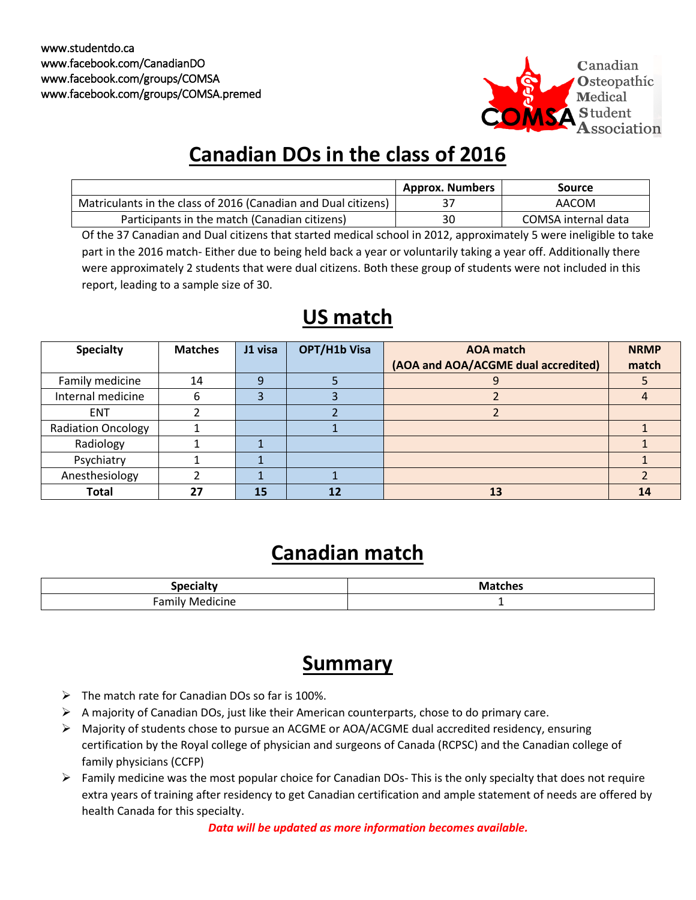www.studentdo.ca
www.facebook.com/CanadianDO
www.facebook.com/groups/COMSA
www.facebook.com/groups/COMSA.premed

Canadian Osteopathic Medical Student Association

# Canadian DOs in the class of 2016

| | Approx. Numbers | Source |
|---|---|---|
| Matriculants in the class of 2016 (Canadian and Dual citizens) | 37 | AACOM |
| Participants in the match (Canadian citizens) | 30 | COMSA internal data |

Of the 37 Canadian and Dual citizens that started medical school in 2012, approximately 5 were ineligible to take part in the 2016 match- Either due to being held back a year or voluntarily taking a year off. Additionally there were approximately 2 students that were dual citizens. Both these group of students were not included in this report, leading to a sample size of 30.

## US match

| Specialty | Matches | J1 visa | OPT/H1b Visa | AOA match (AOA and AOA/ACGME dual accredited) | NRMP match |
|---|---|---|---|---|---|
| Family medicine | 14 | 9 | 5 | 9 | 5 |
| Internal medicine | 6 | 3 | 3 | 2 | 4 |
| ENT | 2 | | 2 | 2 | |
| Radiation Oncology | 1 | | 1 | | 1 |
| Radiology | 1 | 1 | | | 1 |
| Psychiatry | 1 | 1 | | | 1 |
| Anesthesiology | 2 | 1 | 1 | | 2 |
| **Total** | **27** | **15** | **12** | **13** | **14** |

## Canadian match

| Specialty | Matches |
|---|---|
| Family Medicine | 1 |

## Summary

- The match rate for Canadian DOs so far is 100%.
- A majority of Canadian DOs, just like their American counterparts, chose to do primary care.
- Majority of students chose to pursue an ACGME or AOA/ACGME dual accredited residency, ensuring certification by the Royal college of physician and surgeons of Canada (RCPSC) and the Canadian college of family physicians (CCFP)
- Family medicine was the most popular choice for Canadian DOs- This is the only specialty that does not require extra years of training after residency to get Canadian certification and ample statement of needs are offered by health Canada for this specialty.

***Data will be updated as more information becomes available.***